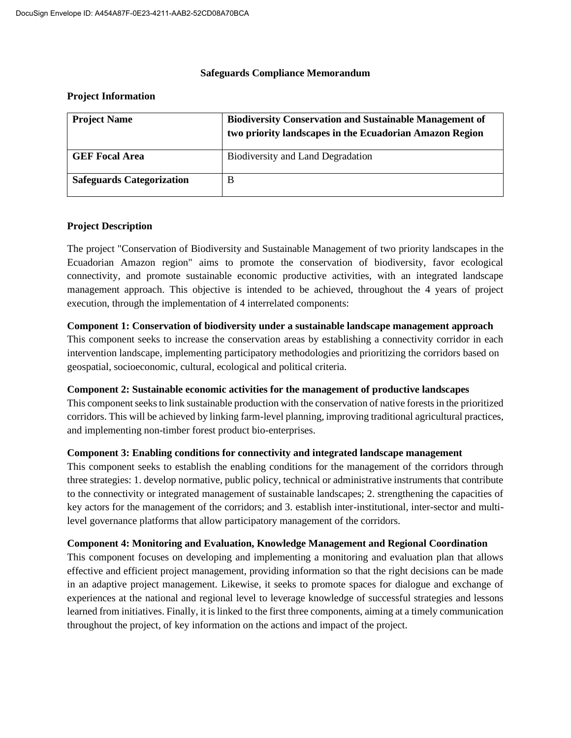# Safeguards Compliance Memorandum

## Project Information

| Project Name | Biodiversity Conservation and Sustainable Management of two priority landscapes in the Ecuadorian Amazon Region |
|---|---|
| GEF Focal Area | Biodiversity and Land Degradation |
| Safeguards Categorization | B |

## Project Description

The project "Conservation of Biodiversity and Sustainable Management of two priority landscapes in the Ecuadorian Amazon region" aims to promote the conservation of biodiversity, favor ecological connectivity, and promote sustainable economic productive activities, with an integrated landscape management approach. This objective is intended to be achieved, throughout the 4 years of project execution, through the implementation of 4 interrelated components:

**Component 1: Conservation of biodiversity under a sustainable landscape management approach**
This component seeks to increase the conservation areas by establishing a connectivity corridor in each intervention landscape, implementing participatory methodologies and prioritizing the corridors based on geospatial, socioeconomic, cultural, ecological and political criteria.

**Component 2: Sustainable economic activities for the management of productive landscapes**
This component seeks to link sustainable production with the conservation of native forests in the prioritized corridors. This will be achieved by linking farm-level planning, improving traditional agricultural practices, and implementing non-timber forest product bio-enterprises.

**Component 3: Enabling conditions for connectivity and integrated landscape management**
This component seeks to establish the enabling conditions for the management of the corridors through three strategies: 1. develop normative, public policy, technical or administrative instruments that contribute to the connectivity or integrated management of sustainable landscapes; 2. strengthening the capacities of key actors for the management of the corridors; and 3. establish inter-institutional, inter-sector and multi-level governance platforms that allow participatory management of the corridors.

**Component 4: Monitoring and Evaluation, Knowledge Management and Regional Coordination**
This component focuses on developing and implementing a monitoring and evaluation plan that allows effective and efficient project management, providing information so that the right decisions can be made in an adaptive project management. Likewise, it seeks to promote spaces for dialogue and exchange of experiences at the national and regional level to leverage knowledge of successful strategies and lessons learned from initiatives. Finally, it is linked to the first three components, aiming at a timely communication throughout the project, of key information on the actions and impact of the project.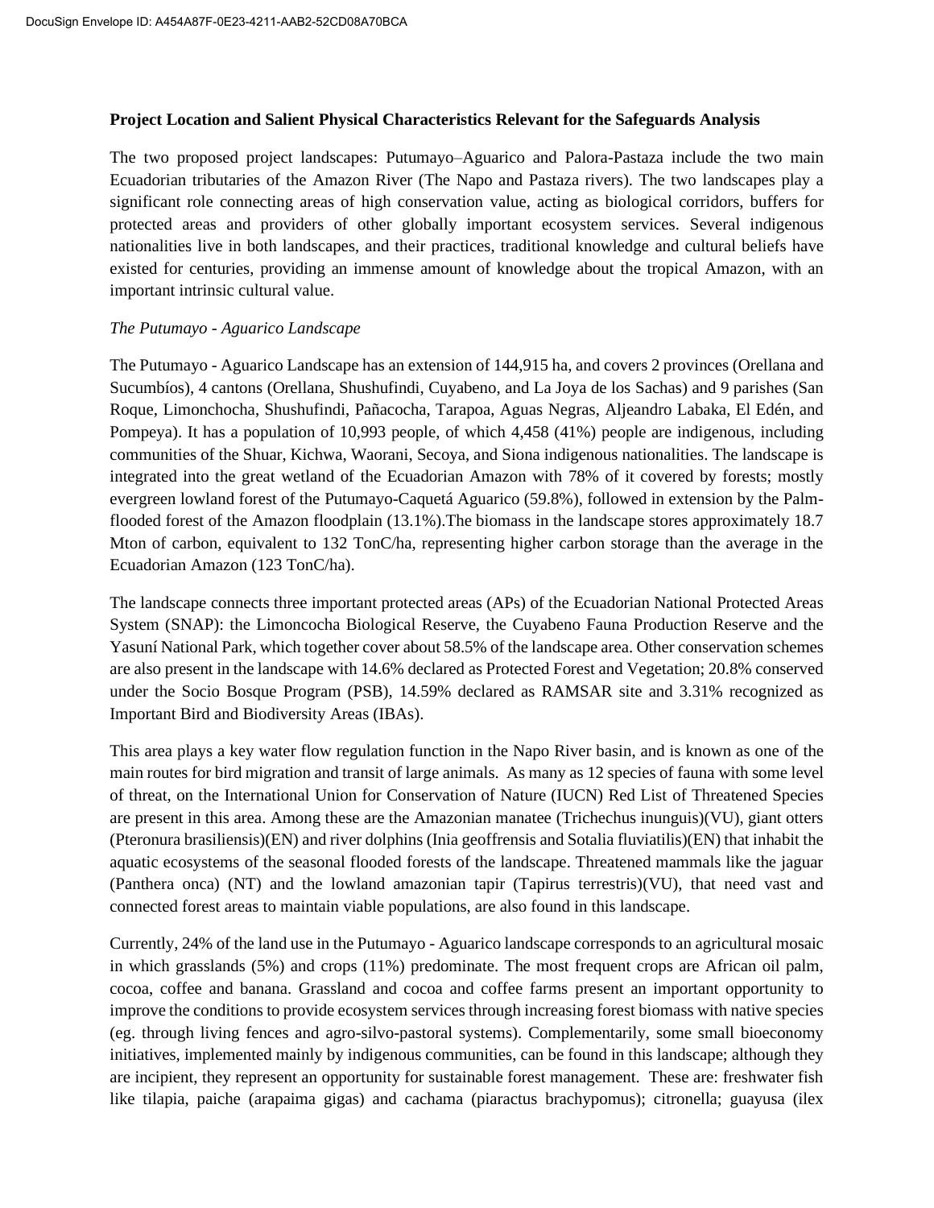**Project Location and Salient Physical Characteristics Relevant for the Safeguards Analysis**

The two proposed project landscapes: Putumayo–Aguarico and Palora-Pastaza include the two main Ecuadorian tributaries of the Amazon River (The Napo and Pastaza rivers). The two landscapes play a significant role connecting areas of high conservation value, acting as biological corridors, buffers for protected areas and providers of other globally important ecosystem services. Several indigenous nationalities live in both landscapes, and their practices, traditional knowledge and cultural beliefs have existed for centuries, providing an immense amount of knowledge about the tropical Amazon, with an important intrinsic cultural value.

*The Putumayo - Aguarico Landscape*

The Putumayo - Aguarico Landscape has an extension of 144,915 ha, and covers 2 provinces (Orellana and Sucumbíos), 4 cantons (Orellana, Shushufindi, Cuyabeno, and La Joya de los Sachas) and 9 parishes (San Roque, Limonchocha, Shushufindi, Pañacocha, Tarapoa, Aguas Negras, Aljeandro Labaka, El Edén, and Pompeya). It has a population of 10,993 people, of which 4,458 (41%) people are indigenous, including communities of the Shuar, Kichwa, Waorani, Secoya, and Siona indigenous nationalities. The landscape is integrated into the great wetland of the Ecuadorian Amazon with 78% of it covered by forests; mostly evergreen lowland forest of the Putumayo-Caquetá Aguarico (59.8%), followed in extension by the Palm-flooded forest of the Amazon floodplain (13.1%).The biomass in the landscape stores approximately 18.7 Mton of carbon, equivalent to 132 TonC/ha, representing higher carbon storage than the average in the Ecuadorian Amazon (123 TonC/ha).

The landscape connects three important protected areas (APs) of the Ecuadorian National Protected Areas System (SNAP): the Limoncocha Biological Reserve, the Cuyabeno Fauna Production Reserve and the Yasuní National Park, which together cover about 58.5% of the landscape area. Other conservation schemes are also present in the landscape with 14.6% declared as Protected Forest and Vegetation; 20.8% conserved under the Socio Bosque Program (PSB), 14.59% declared as RAMSAR site and 3.31% recognized as Important Bird and Biodiversity Areas (IBAs).

This area plays a key water flow regulation function in the Napo River basin, and is known as one of the main routes for bird migration and transit of large animals. As many as 12 species of fauna with some level of threat, on the International Union for Conservation of Nature (IUCN) Red List of Threatened Species are present in this area. Among these are the Amazonian manatee (Trichechus inunguis)(VU), giant otters (Pteronura brasiliensis)(EN) and river dolphins (Inia geoffrensis and Sotalia fluviatilis)(EN) that inhabit the aquatic ecosystems of the seasonal flooded forests of the landscape. Threatened mammals like the jaguar (Panthera onca) (NT) and the lowland amazonian tapir (Tapirus terrestris)(VU), that need vast and connected forest areas to maintain viable populations, are also found in this landscape.

Currently, 24% of the land use in the Putumayo - Aguarico landscape corresponds to an agricultural mosaic in which grasslands (5%) and crops (11%) predominate. The most frequent crops are African oil palm, cocoa, coffee and banana. Grassland and cocoa and coffee farms present an important opportunity to improve the conditions to provide ecosystem services through increasing forest biomass with native species (eg. through living fences and agro-silvo-pastoral systems). Complementarily, some small bioeconomy initiatives, implemented mainly by indigenous communities, can be found in this landscape; although they are incipient, they represent an opportunity for sustainable forest management. These are: freshwater fish like tilapia, paiche (arapaima gigas) and cachama (piaractus brachypomus); citronella; guayusa (ilex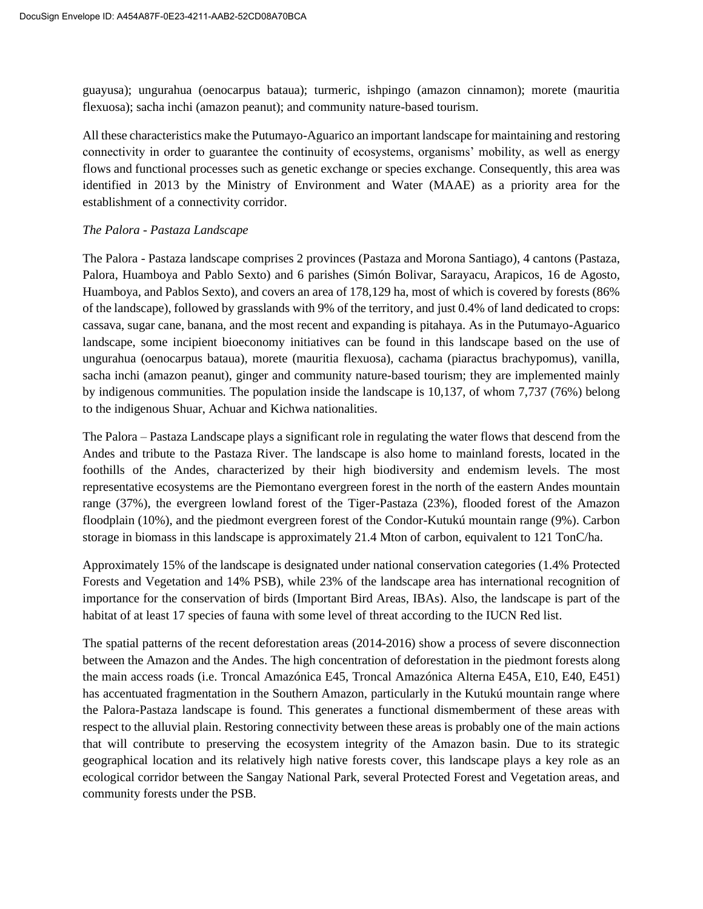guayusa); ungurahua (oenocarpus bataua); turmeric, ishpingo (amazon cinnamon); morete (mauritia flexuosa); sacha inchi (amazon peanut); and community nature-based tourism.

All these characteristics make the Putumayo-Aguarico an important landscape for maintaining and restoring connectivity in order to guarantee the continuity of ecosystems, organisms' mobility, as well as energy flows and functional processes such as genetic exchange or species exchange. Consequently, this area was identified in 2013 by the Ministry of Environment and Water (MAAE) as a priority area for the establishment of a connectivity corridor.

*The Palora - Pastaza Landscape*

The Palora - Pastaza landscape comprises 2 provinces (Pastaza and Morona Santiago), 4 cantons (Pastaza, Palora, Huamboya and Pablo Sexto) and 6 parishes (Simón Bolivar, Sarayacu, Arapicos, 16 de Agosto, Huamboya, and Pablos Sexto), and covers an area of 178,129 ha, most of which is covered by forests (86% of the landscape), followed by grasslands with 9% of the territory, and just 0.4% of land dedicated to crops: cassava, sugar cane, banana, and the most recent and expanding is pitahaya. As in the Putumayo-Aguarico landscape, some incipient bioeconomy initiatives can be found in this landscape based on the use of ungurahua (oenocarpus bataua), morete (mauritia flexuosa), cachama (piaractus brachypomus), vanilla, sacha inchi (amazon peanut), ginger and community nature-based tourism; they are implemented mainly by indigenous communities. The population inside the landscape is 10,137, of whom 7,737 (76%) belong to the indigenous Shuar, Achuar and Kichwa nationalities.

The Palora – Pastaza Landscape plays a significant role in regulating the water flows that descend from the Andes and tribute to the Pastaza River. The landscape is also home to mainland forests, located in the foothills of the Andes, characterized by their high biodiversity and endemism levels. The most representative ecosystems are the Piemontano evergreen forest in the north of the eastern Andes mountain range (37%), the evergreen lowland forest of the Tiger-Pastaza (23%), flooded forest of the Amazon floodplain (10%), and the piedmont evergreen forest of the Condor-Kutukú mountain range (9%). Carbon storage in biomass in this landscape is approximately 21.4 Mton of carbon, equivalent to 121 TonC/ha.

Approximately 15% of the landscape is designated under national conservation categories (1.4% Protected Forests and Vegetation and 14% PSB), while 23% of the landscape area has international recognition of importance for the conservation of birds (Important Bird Areas, IBAs). Also, the landscape is part of the habitat of at least 17 species of fauna with some level of threat according to the IUCN Red list.

The spatial patterns of the recent deforestation areas (2014-2016) show a process of severe disconnection between the Amazon and the Andes. The high concentration of deforestation in the piedmont forests along the main access roads (i.e. Troncal Amazónica E45, Troncal Amazónica Alterna E45A, E10, E40, E451) has accentuated fragmentation in the Southern Amazon, particularly in the Kutukú mountain range where the Palora-Pastaza landscape is found. This generates a functional dismemberment of these areas with respect to the alluvial plain. Restoring connectivity between these areas is probably one of the main actions that will contribute to preserving the ecosystem integrity of the Amazon basin. Due to its strategic geographical location and its relatively high native forests cover, this landscape plays a key role as an ecological corridor between the Sangay National Park, several Protected Forest and Vegetation areas, and community forests under the PSB.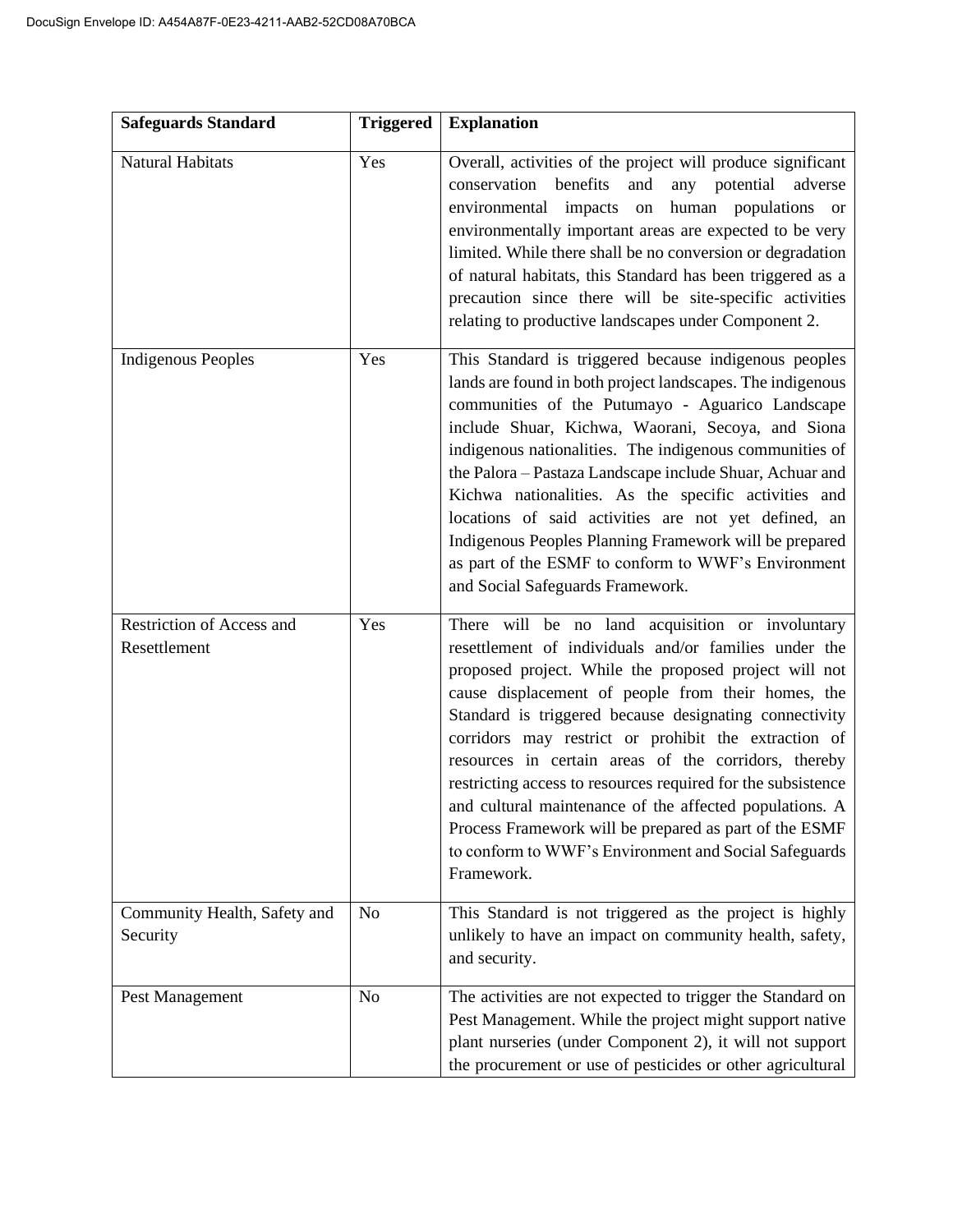| Safeguards Standard | Triggered | Explanation |
| --- | --- | --- |
| Natural Habitats | Yes | Overall, activities of the project will produce significant conservation benefits and any potential adverse environmental impacts on human populations or environmentally important areas are expected to be very limited. While there shall be no conversion or degradation of natural habitats, this Standard has been triggered as a precaution since there will be site-specific activities relating to productive landscapes under Component 2. |
| Indigenous Peoples | Yes | This Standard is triggered because indigenous peoples lands are found in both project landscapes. The indigenous communities of the Putumayo - Aguarico Landscape include Shuar, Kichwa, Waorani, Secoya, and Siona indigenous nationalities. The indigenous communities of the Palora – Pastaza Landscape include Shuar, Achuar and Kichwa nationalities. As the specific activities and locations of said activities are not yet defined, an Indigenous Peoples Planning Framework will be prepared as part of the ESMF to conform to WWF's Environment and Social Safeguards Framework. |
| Restriction of Access and Resettlement | Yes | There will be no land acquisition or involuntary resettlement of individuals and/or families under the proposed project. While the proposed project will not cause displacement of people from their homes, the Standard is triggered because designating connectivity corridors may restrict or prohibit the extraction of resources in certain areas of the corridors, thereby restricting access to resources required for the subsistence and cultural maintenance of the affected populations. A Process Framework will be prepared as part of the ESMF to conform to WWF's Environment and Social Safeguards Framework. |
| Community Health, Safety and Security | No | This Standard is not triggered as the project is highly unlikely to have an impact on community health, safety, and security. |
| Pest Management | No | The activities are not expected to trigger the Standard on Pest Management. While the project might support native plant nurseries (under Component 2), it will not support the procurement or use of pesticides or other agricultural |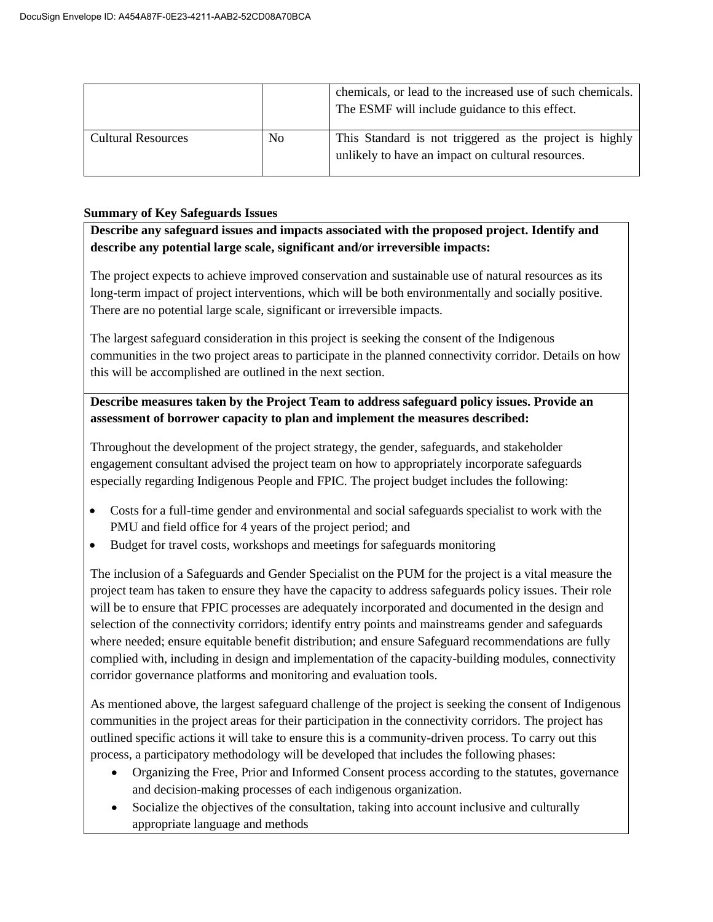|  |  | chemicals, or lead to the increased use of such chemicals. The ESMF will include guidance to this effect. |
| --- | --- | --- |
| Cultural Resources | No | This Standard is not triggered as the project is highly unlikely to have an impact on cultural resources. |

**Summary of Key Safeguards Issues**

**Describe any safeguard issues and impacts associated with the proposed project. Identify and describe any potential large scale, significant and/or irreversible impacts:**

The project expects to achieve improved conservation and sustainable use of natural resources as its long-term impact of project interventions, which will be both environmentally and socially positive. There are no potential large scale, significant or irreversible impacts.

The largest safeguard consideration in this project is seeking the consent of the Indigenous communities in the two project areas to participate in the planned connectivity corridor. Details on how this will be accomplished are outlined in the next section.

**Describe measures taken by the Project Team to address safeguard policy issues. Provide an assessment of borrower capacity to plan and implement the measures described:**

Throughout the development of the project strategy, the gender, safeguards, and stakeholder engagement consultant advised the project team on how to appropriately incorporate safeguards especially regarding Indigenous People and FPIC. The project budget includes the following:

- Costs for a full-time gender and environmental and social safeguards specialist to work with the PMU and field office for 4 years of the project period; and
- Budget for travel costs, workshops and meetings for safeguards monitoring

The inclusion of a Safeguards and Gender Specialist on the PUM for the project is a vital measure the project team has taken to ensure they have the capacity to address safeguards policy issues. Their role will be to ensure that FPIC processes are adequately incorporated and documented in the design and selection of the connectivity corridors; identify entry points and mainstreams gender and safeguards where needed; ensure equitable benefit distribution; and ensure Safeguard recommendations are fully complied with, including in design and implementation of the capacity-building modules, connectivity corridor governance platforms and monitoring and evaluation tools.

As mentioned above, the largest safeguard challenge of the project is seeking the consent of Indigenous communities in the project areas for their participation in the connectivity corridors. The project has outlined specific actions it will take to ensure this is a community-driven process. To carry out this process, a participatory methodology will be developed that includes the following phases:

- Organizing the Free, Prior and Informed Consent process according to the statutes, governance and decision-making processes of each indigenous organization.
- Socialize the objectives of the consultation, taking into account inclusive and culturally appropriate language and methods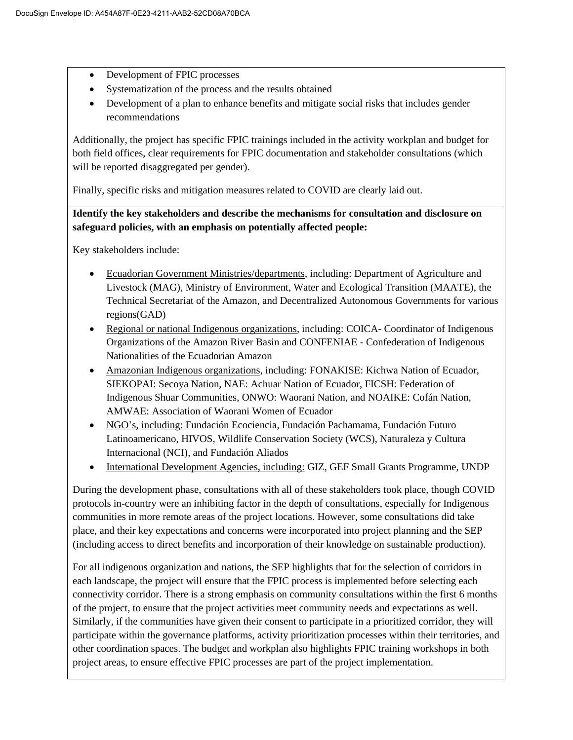- Development of FPIC processes
- Systematization of the process and the results obtained
- Development of a plan to enhance benefits and mitigate social risks that includes gender recommendations

Additionally, the project has specific FPIC trainings included in the activity workplan and budget for both field offices, clear requirements for FPIC documentation and stakeholder consultations (which will be reported disaggregated per gender).

Finally, specific risks and mitigation measures related to COVID are clearly laid out.

**Identify the key stakeholders and describe the mechanisms for consultation and disclosure on safeguard policies, with an emphasis on potentially affected people:**

Key stakeholders include:

- Ecuadorian Government Ministries/departments, including: Department of Agriculture and Livestock (MAG), Ministry of Environment, Water and Ecological Transition (MAATE), the Technical Secretariat of the Amazon, and Decentralized Autonomous Governments for various regions(GAD)
- Regional or national Indigenous organizations, including: COICA- Coordinator of Indigenous Organizations of the Amazon River Basin and CONFENIAE - Confederation of Indigenous Nationalities of the Ecuadorian Amazon
- Amazonian Indigenous organizations, including: FONAKISE: Kichwa Nation of Ecuador, SIEKOPAI: Secoya Nation, NAE: Achuar Nation of Ecuador, FICSH: Federation of Indigenous Shuar Communities, ONWO: Waorani Nation, and NOAIKE: Cofán Nation, AMWAE: Association of Waorani Women of Ecuador
- NGO's, including: Fundación Ecociencia, Fundación Pachamama, Fundación Futuro Latinoamericano, HIVOS, Wildlife Conservation Society (WCS), Naturaleza y Cultura Internacional (NCI), and Fundación Aliados
- International Development Agencies, including: GIZ, GEF Small Grants Programme, UNDP

During the development phase, consultations with all of these stakeholders took place, though COVID protocols in-country were an inhibiting factor in the depth of consultations, especially for Indigenous communities in more remote areas of the project locations. However, some consultations did take place, and their key expectations and concerns were incorporated into project planning and the SEP (including access to direct benefits and incorporation of their knowledge on sustainable production).

For all indigenous organization and nations, the SEP highlights that for the selection of corridors in each landscape, the project will ensure that the FPIC process is implemented before selecting each connectivity corridor. There is a strong emphasis on community consultations within the first 6 months of the project, to ensure that the project activities meet community needs and expectations as well. Similarly, if the communities have given their consent to participate in a prioritized corridor, they will participate within the governance platforms, activity prioritization processes within their territories, and other coordination spaces. The budget and workplan also highlights FPIC training workshops in both project areas, to ensure effective FPIC processes are part of the project implementation.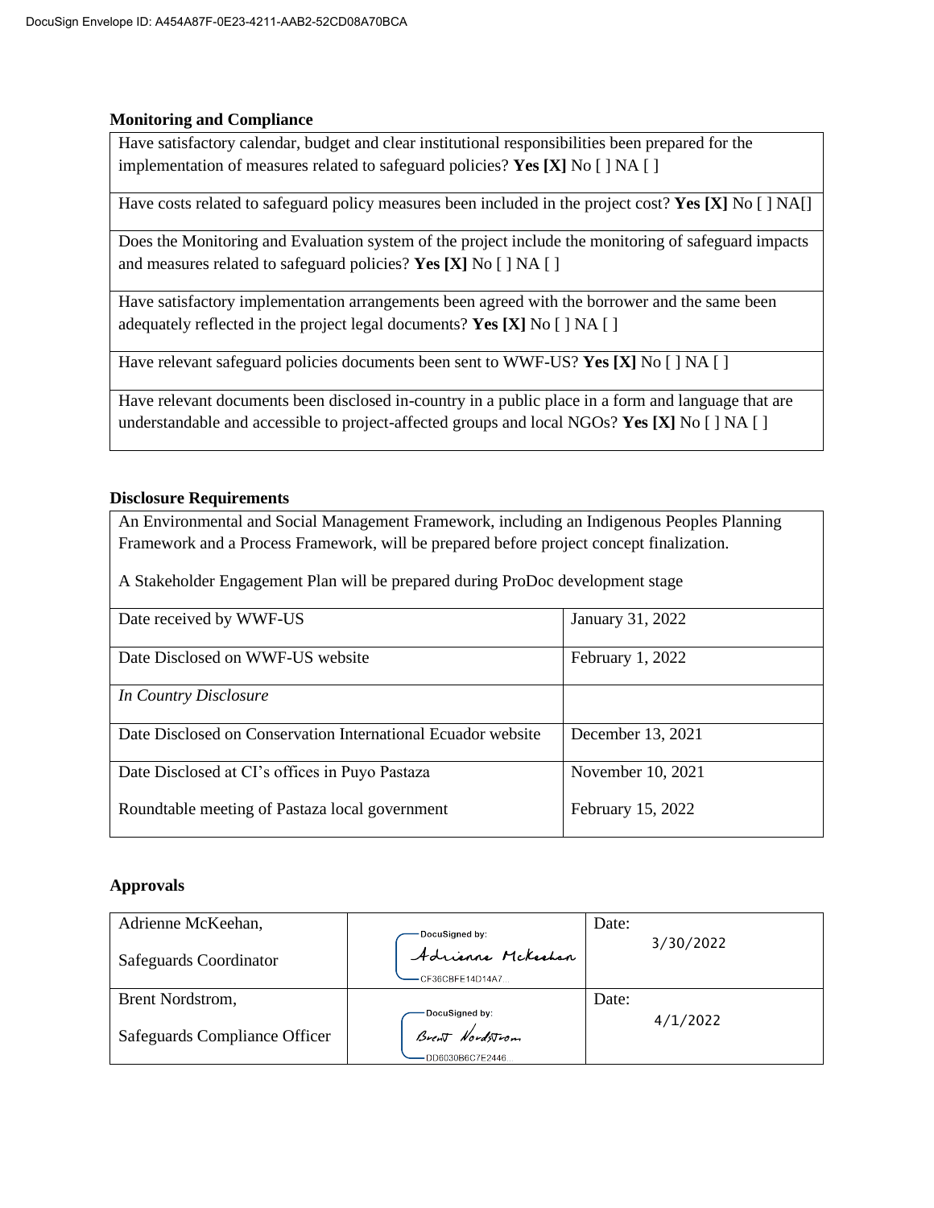DocuSign Envelope ID: A454A87F-0E23-4211-AAB2-52CD08A70BCA

### Monitoring and Compliance

| |
|---|
| Have satisfactory calendar, budget and clear institutional responsibilities been prepared for the implementation of measures related to safeguard policies? **Yes [X]** No [ ] NA [ ] |
| Have costs related to safeguard policy measures been included in the project cost? **Yes [X]** No [ ] NA[] |
| Does the Monitoring and Evaluation system of the project include the monitoring of safeguard impacts and measures related to safeguard policies? **Yes [X]** No [ ] NA [ ] |
| Have satisfactory implementation arrangements been agreed with the borrower and the same been adequately reflected in the project legal documents? **Yes [X]** No [ ] NA [ ] |
| Have relevant safeguard policies documents been sent to WWF-US? **Yes [X]** No [ ] NA [ ] |
| Have relevant documents been disclosed in-country in a public place in a form and language that are understandable and accessible to project-affected groups and local NGOs? **Yes [X]** No [ ] NA [ ] |

### Disclosure Requirements

An Environmental and Social Management Framework, including an Indigenous Peoples Planning Framework and a Process Framework, will be prepared before project concept finalization.

A Stakeholder Engagement Plan will be prepared during ProDoc development stage

| | |
|---|---|
| Date received by WWF-US | January 31, 2022 |
| Date Disclosed on WWF-US website | February 1, 2022 |
| *In Country Disclosure* | |
| Date Disclosed on Conservation International Ecuador website | December 13, 2021 |
| Date Disclosed at CI's offices in Puyo Pastaza<br><br>Roundtable meeting of Pastaza local government | November 10, 2021<br><br>February 15, 2022 |

### Approvals

| | | |
|---|---|---|
| Adrienne McKeehan,<br><br>Safeguards Coordinator | DocuSigned by:<br>Adrienne McKeehan<br>CF36CBFE14D14A7... | Date:<br>3/30/2022 |
| Brent Nordstrom,<br><br>Safeguards Compliance Officer | DocuSigned by:<br>Brent Nordstrom<br>DD6030B6C7E2446... | Date:<br>4/1/2022 |